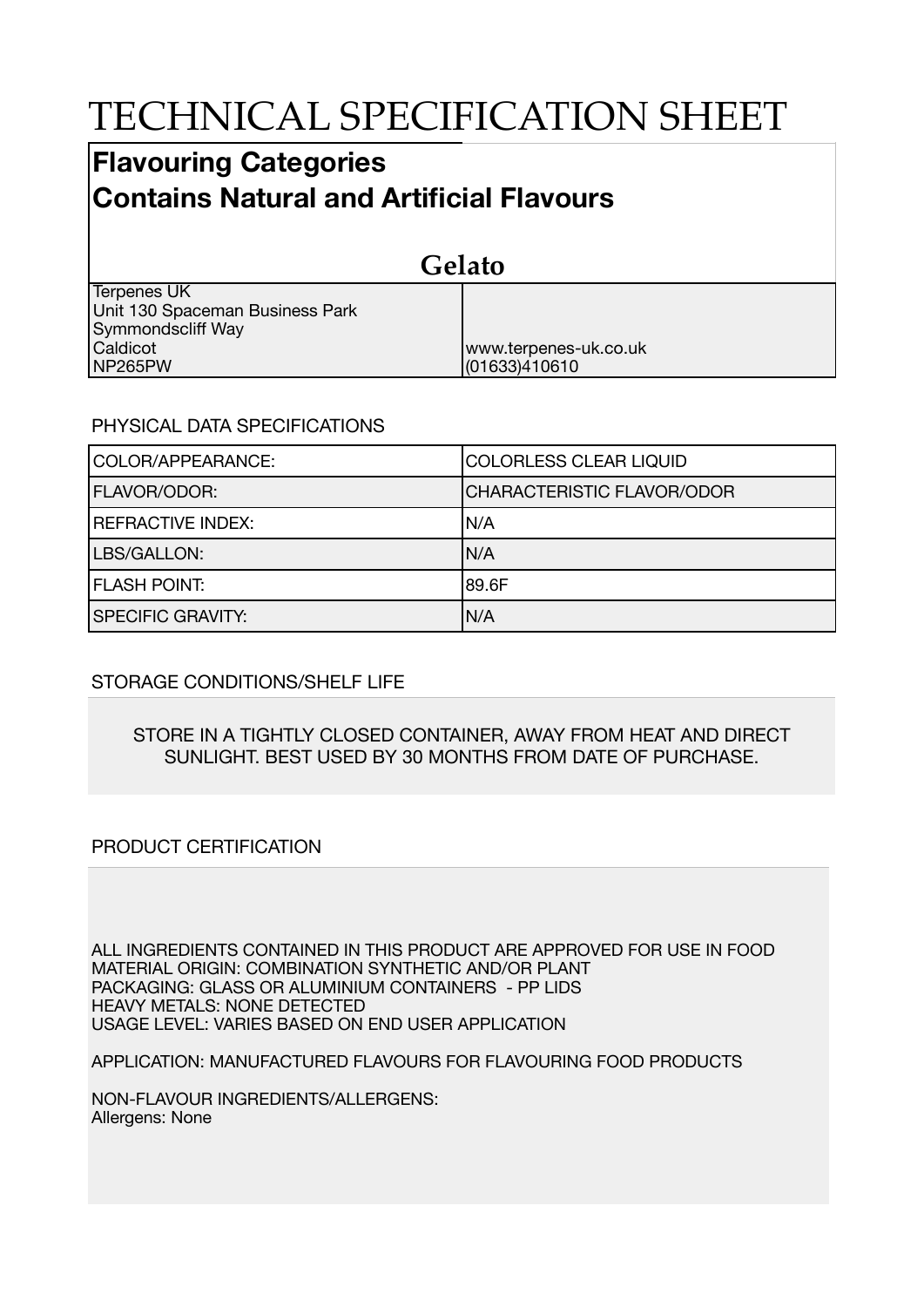# TECHNICAL SPECIFICATION SHEET

## Flavouring Categories
## Contains Natural and Artificial Flavours

### Gelato

| | |
|---|---|
| Terpenes UK<br>Unit 130 Spaceman Business Park<br>Symmondscliff Way<br>Caldicot<br>NP265PW | www.terpenes-uk.co.uk<br>(01633)410610 |

PHYSICAL DATA SPECIFICATIONS

| | |
|---|---|
| COLOR/APPEARANCE: | COLORLESS CLEAR LIQUID |
| FLAVOR/ODOR: | CHARACTERISTIC FLAVOR/ODOR |
| REFRACTIVE INDEX: | N/A |
| LBS/GALLON: | N/A |
| FLASH POINT: | 89.6F |
| SPECIFIC GRAVITY: | N/A |

STORAGE CONDITIONS/SHELF LIFE

STORE IN A TIGHTLY CLOSED CONTAINER, AWAY FROM HEAT AND DIRECT SUNLIGHT. BEST USED BY 30 MONTHS FROM DATE OF PURCHASE.

PRODUCT CERTIFICATION

ALL INGREDIENTS CONTAINED IN THIS PRODUCT ARE APPROVED FOR USE IN FOOD
MATERIAL ORIGIN: COMBINATION SYNTHETIC AND/OR PLANT
PACKAGING: GLASS OR ALUMINIUM CONTAINERS - PP LIDS
HEAVY METALS: NONE DETECTED
USAGE LEVEL: VARIES BASED ON END USER APPLICATION

APPLICATION: MANUFACTURED FLAVOURS FOR FLAVOURING FOOD PRODUCTS

NON-FLAVOUR INGREDIENTS/ALLERGENS:
Allergens: None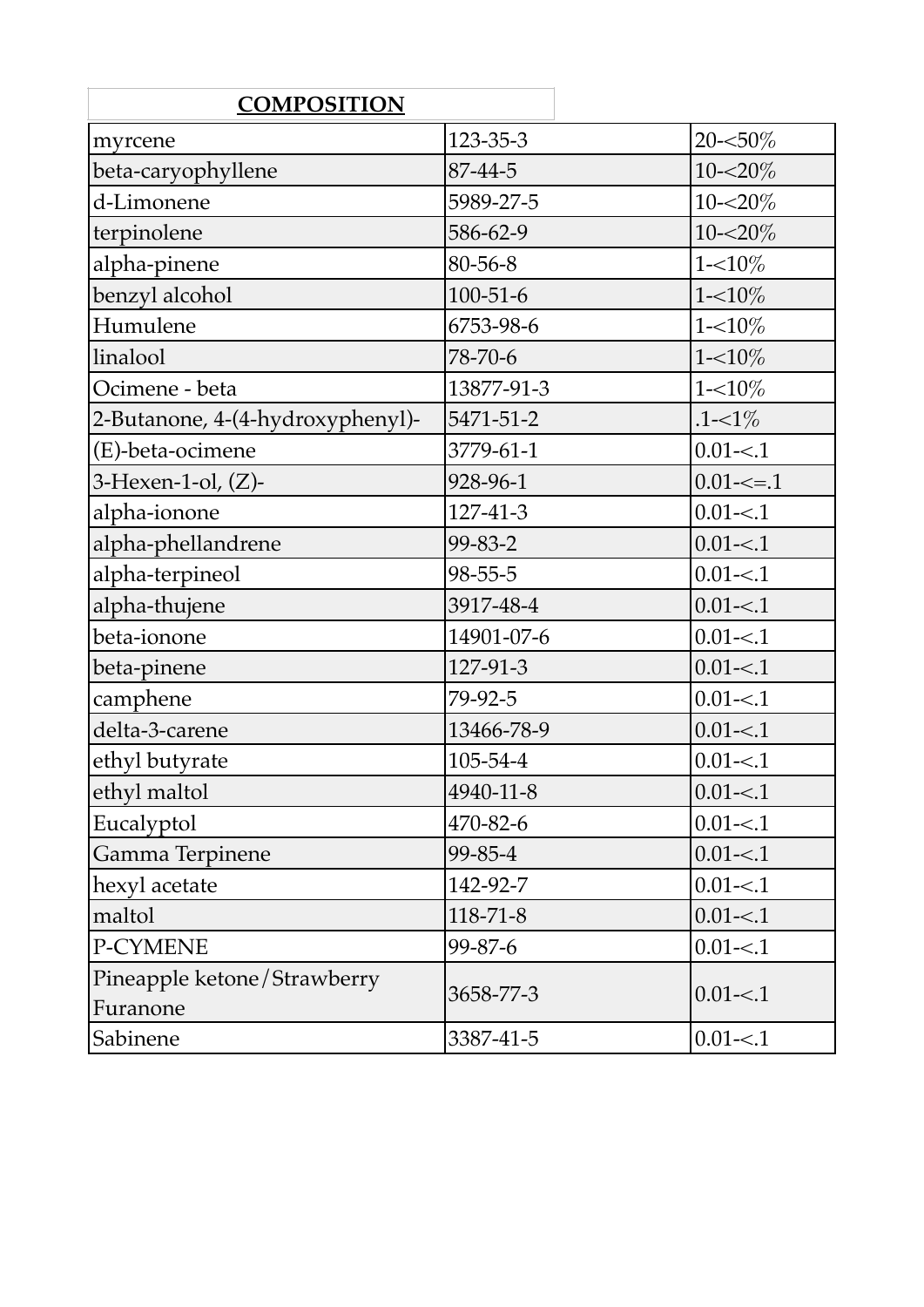**COMPOSITION**

| | | |
|---|---|---|
| myrcene | 123-35-3 | 20-<50% |
| beta-caryophyllene | 87-44-5 | 10-<20% |
| d-Limonene | 5989-27-5 | 10-<20% |
| terpinolene | 586-62-9 | 10-<20% |
| alpha-pinene | 80-56-8 | 1-<10% |
| benzyl alcohol | 100-51-6 | 1-<10% |
| Humulene | 6753-98-6 | 1-<10% |
| linalool | 78-70-6 | 1-<10% |
| Ocimene - beta | 13877-91-3 | 1-<10% |
| 2-Butanone, 4-(4-hydroxyphenyl)- | 5471-51-2 | .1-<1% |
| (E)-beta-ocimene | 3779-61-1 | 0.01-<.1 |
| 3-Hexen-1-ol, (Z)- | 928-96-1 | 0.01-<=.1 |
| alpha-ionone | 127-41-3 | 0.01-<.1 |
| alpha-phellandrene | 99-83-2 | 0.01-<.1 |
| alpha-terpineol | 98-55-5 | 0.01-<.1 |
| alpha-thujene | 3917-48-4 | 0.01-<.1 |
| beta-ionone | 14901-07-6 | 0.01-<.1 |
| beta-pinene | 127-91-3 | 0.01-<.1 |
| camphene | 79-92-5 | 0.01-<.1 |
| delta-3-carene | 13466-78-9 | 0.01-<.1 |
| ethyl butyrate | 105-54-4 | 0.01-<.1 |
| ethyl maltol | 4940-11-8 | 0.01-<.1 |
| Eucalyptol | 470-82-6 | 0.01-<.1 |
| Gamma Terpinene | 99-85-4 | 0.01-<.1 |
| hexyl acetate | 142-92-7 | 0.01-<.1 |
| maltol | 118-71-8 | 0.01-<.1 |
| P-CYMENE | 99-87-6 | 0.01-<.1 |
| Pineapple ketone/Strawberry Furanone | 3658-77-3 | 0.01-<.1 |
| Sabinene | 3387-41-5 | 0.01-<.1 |